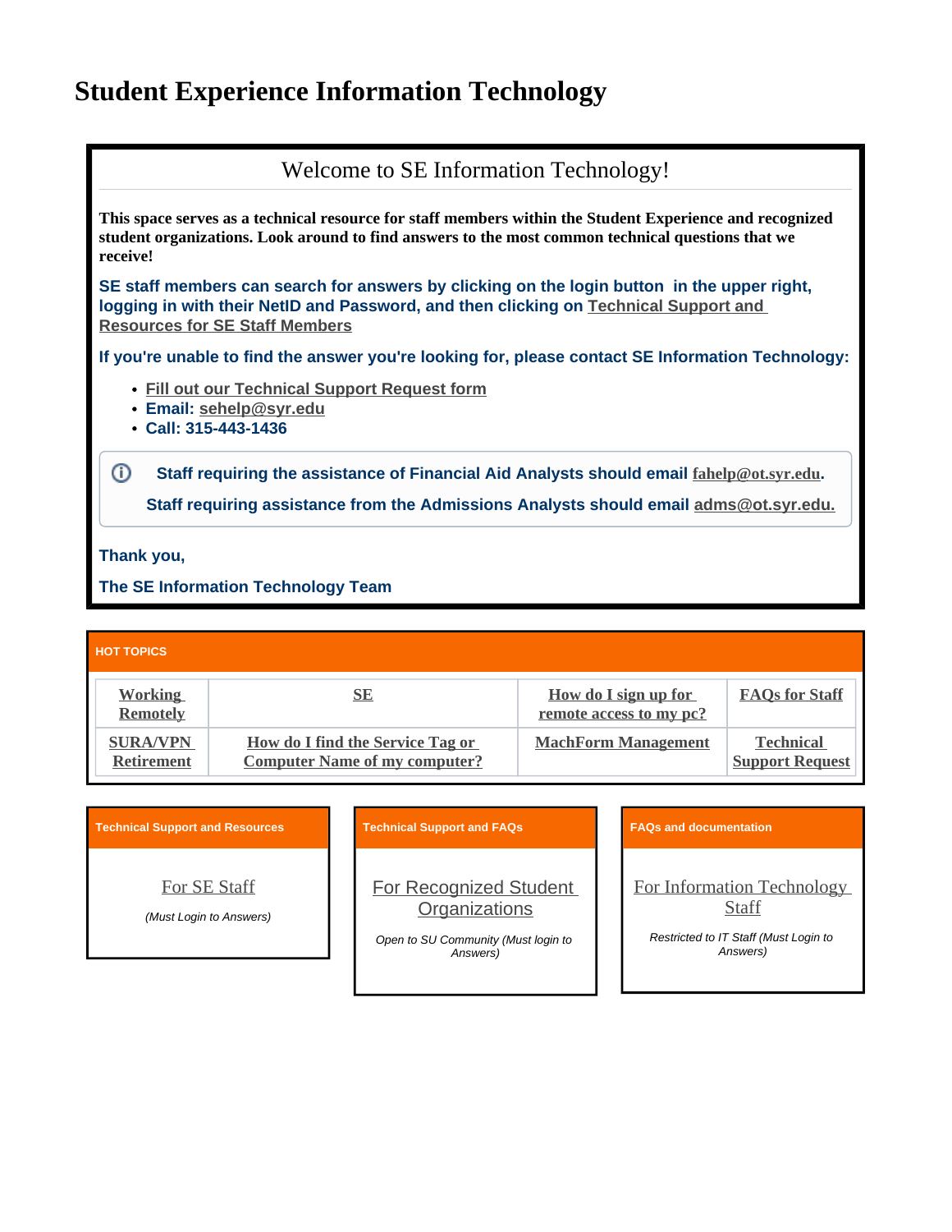# Student Experience Information Technology

## Welcome to SE Information Technology!

**This space serves as a technical resource for staff members within the Student Experience and recognized student organizations. Look around to find answers to the most common technical questions that we receive!**

**SE staff members can search for answers by clicking on the login button in the upper right, logging in with their NetID and Password, and then clicking on Technical Support and Resources for SE Staff Members**

**If you're unable to find the answer you're looking for, please contact SE Information Technology:**

- **Fill out our Technical Support Request form**
- **Email: sehelp@syr.edu**
- **Call: 315-443-1436**

> **Staff requiring the assistance of Financial Aid Analysts should email fahelp@ot.syr.edu.**
>
> **Staff requiring assistance from the Admissions Analysts should email adms@ot.syr.edu.**

**Thank you,**

**The SE Information Technology Team**

### HOT TOPICS

| | | | |
|---|---|---|---|
| Working Remotely | SE | How do I sign up for remote access to my pc? | FAQs for Staff |
| SURA/VPN Retirement | How do I find the Service Tag or Computer Name of my computer? | MachForm Management | Technical Support Request |

### Technical Support and Resources

For SE Staff

*(Must Login to Answers)*

### Technical Support and FAQs

For Recognized Student Organizations

*Open to SU Community (Must login to Answers)*

### FAQs and documentation

For Information Technology Staff

*Restricted to IT Staff (Must Login to Answers)*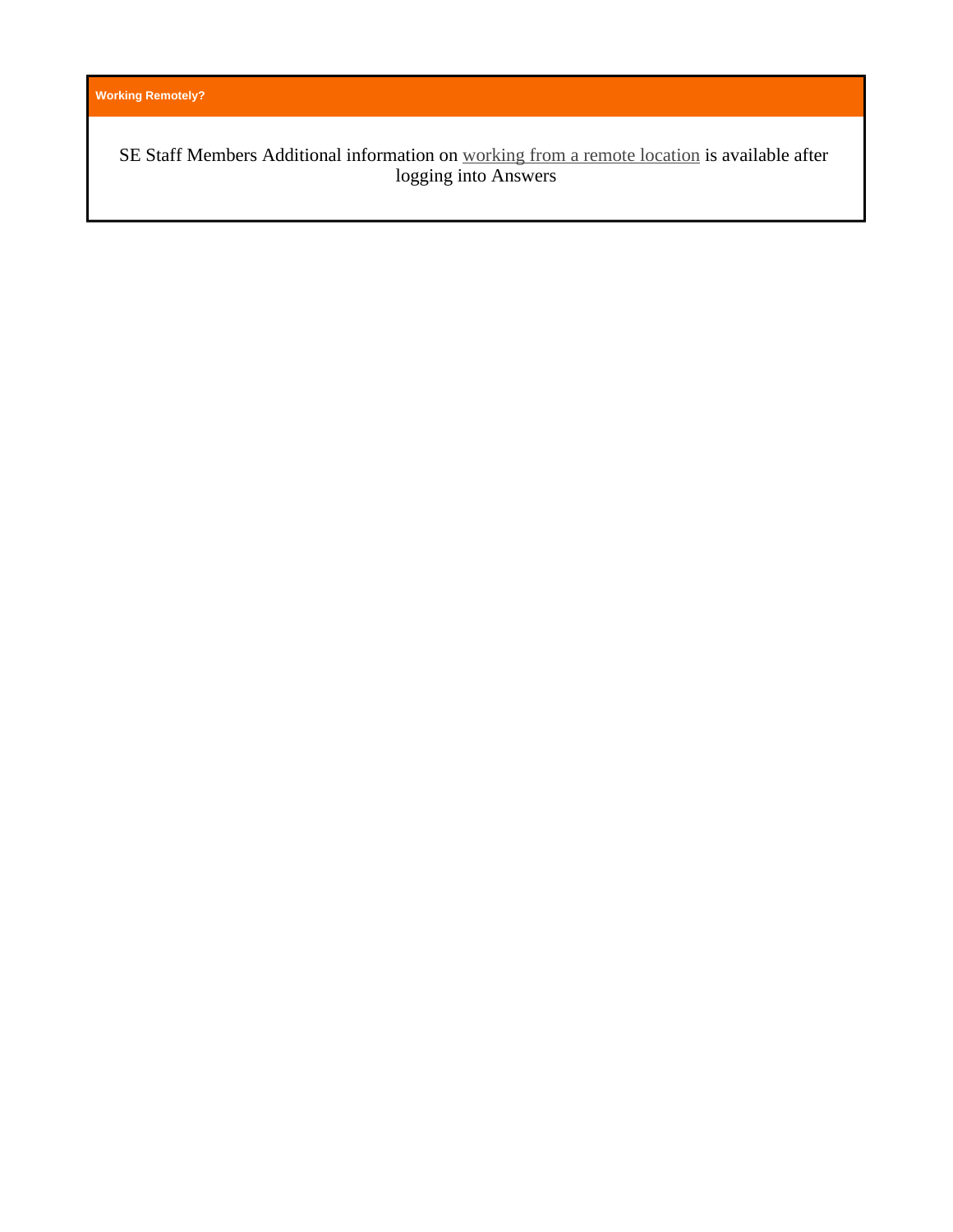**Working Remotely?**

SE Staff Members Additional information on working from a remote location is available after logging into Answers